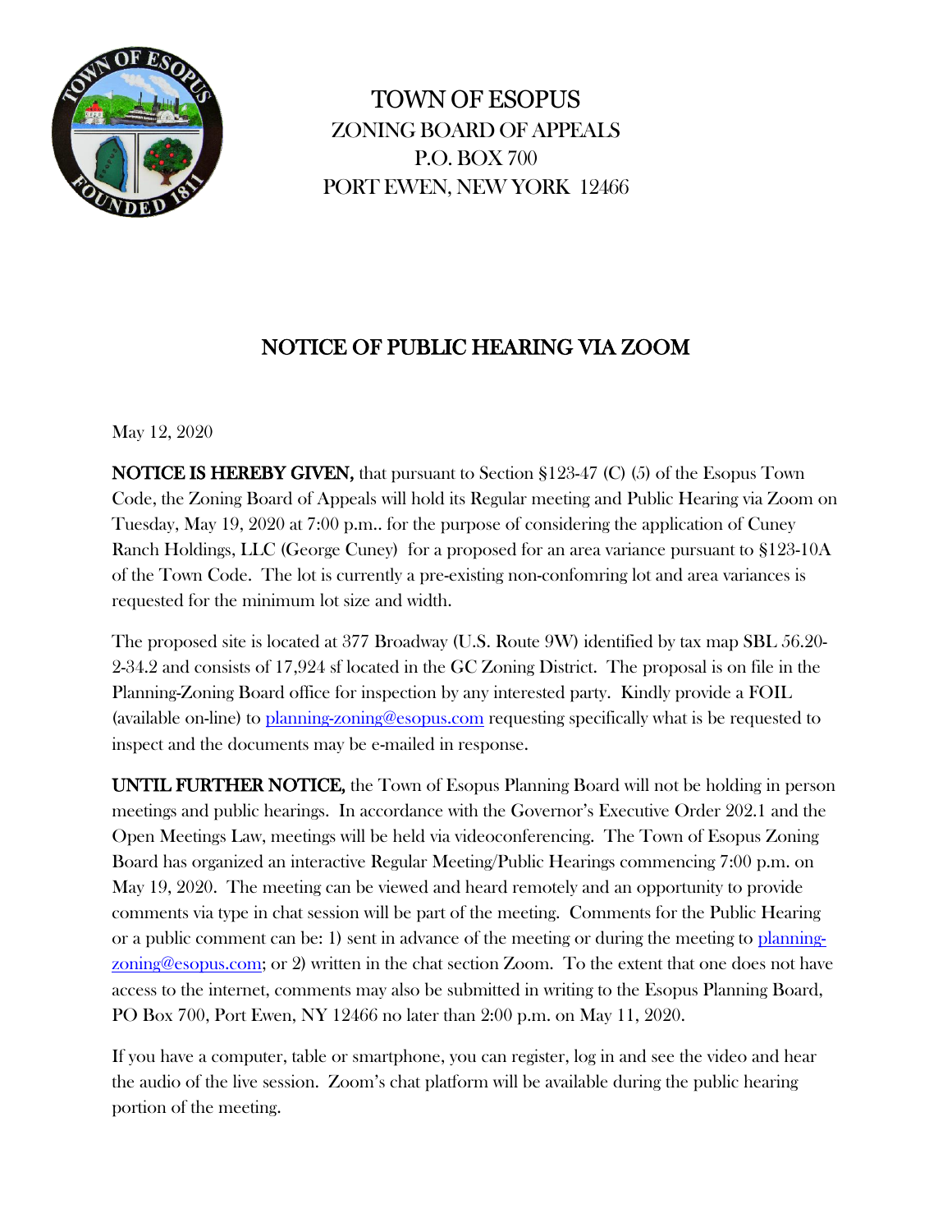# TOWN OF ESOPUS

## ZONING BOARD OF APPEALS

P.O. BOX 700

PORT EWEN, NEW YORK 12466

## NOTICE OF PUBLIC HEARING VIA ZOOM

May 12, 2020

**NOTICE IS HEREBY GIVEN,** that pursuant to Section §123-47 (C) (5) of the Esopus Town Code, the Zoning Board of Appeals will hold its Regular meeting and Public Hearing via Zoom on Tuesday, May 19, 2020 at 7:00 p.m.. for the purpose of considering the application of Cuney Ranch Holdings, LLC (George Cuney) for a proposed for an area variance pursuant to §123-10A of the Town Code. The lot is currently a pre-existing non-confomring lot and area variances is requested for the minimum lot size and width.

The proposed site is located at 377 Broadway (U.S. Route 9W) identified by tax map SBL 56.20-2-34.2 and consists of 17,924 sf located in the GC Zoning District. The proposal is on file in the Planning-Zoning Board office for inspection by any interested party. Kindly provide a FOIL (available on-line) to planning-zoning@esopus.com requesting specifically what is be requested to inspect and the documents may be e-mailed in response.

**UNTIL FURTHER NOTICE,** the Town of Esopus Planning Board will not be holding in person meetings and public hearings. In accordance with the Governor's Executive Order 202.1 and the Open Meetings Law, meetings will be held via videoconferencing. The Town of Esopus Zoning Board has organized an interactive Regular Meeting/Public Hearings commencing 7:00 p.m. on May 19, 2020. The meeting can be viewed and heard remotely and an opportunity to provide comments via type in chat session will be part of the meeting. Comments for the Public Hearing or a public comment can be: 1) sent in advance of the meeting or during the meeting to planning-zoning@esopus.com; or 2) written in the chat section Zoom. To the extent that one does not have access to the internet, comments may also be submitted in writing to the Esopus Planning Board, PO Box 700, Port Ewen, NY 12466 no later than 2:00 p.m. on May 11, 2020.

If you have a computer, table or smartphone, you can register, log in and see the video and hear the audio of the live session. Zoom's chat platform will be available during the public hearing portion of the meeting.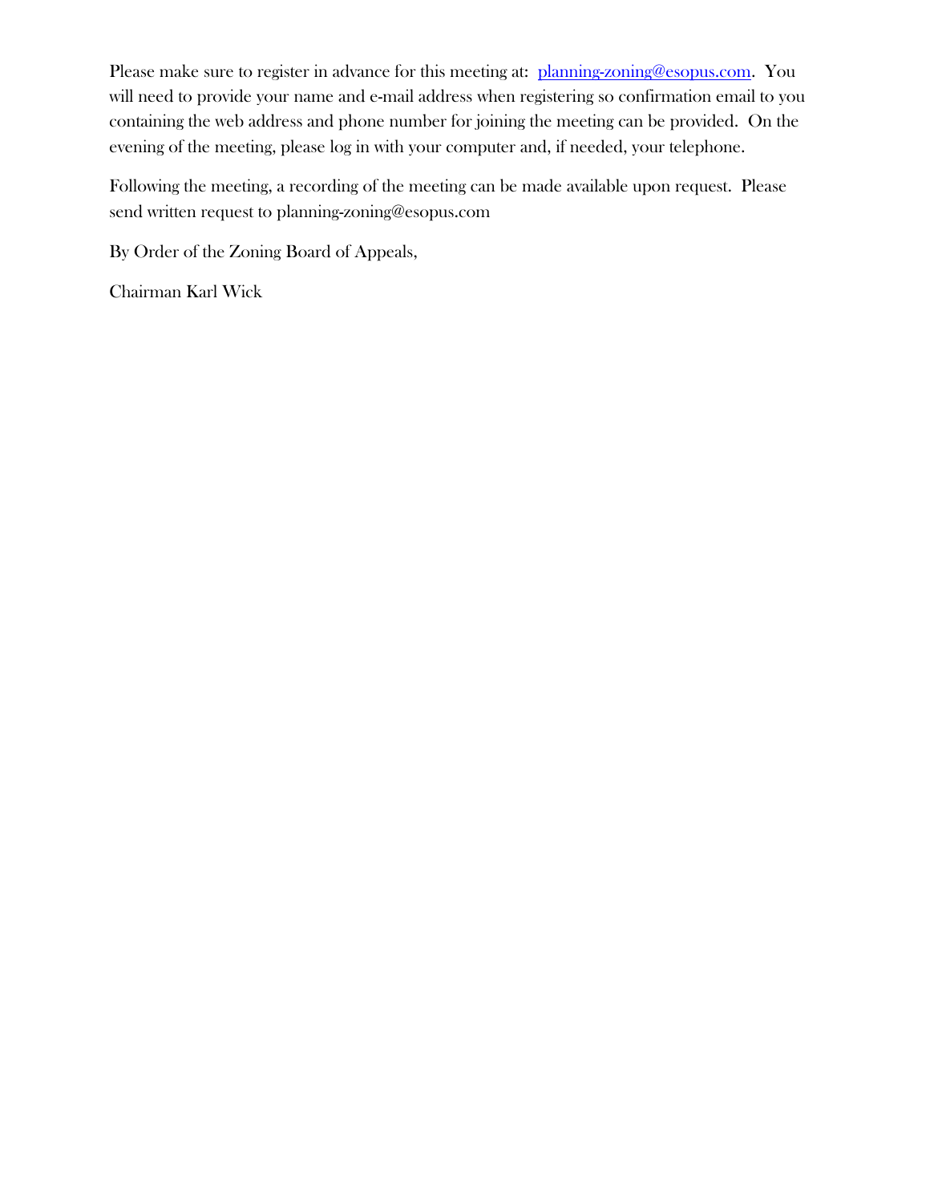Please make sure to register in advance for this meeting at: [planning-zoning@esopus.com](mailto:planning-zoning@esopus.com). You will need to provide your name and e-mail address when registering so confirmation email to you containing the web address and phone number for joining the meeting can be provided. On the evening of the meeting, please log in with your computer and, if needed, your telephone.

Following the meeting, a recording of the meeting can be made available upon request. Please send written request to planning-zoning@esopus.com

By Order of the Zoning Board of Appeals,

Chairman Karl Wick